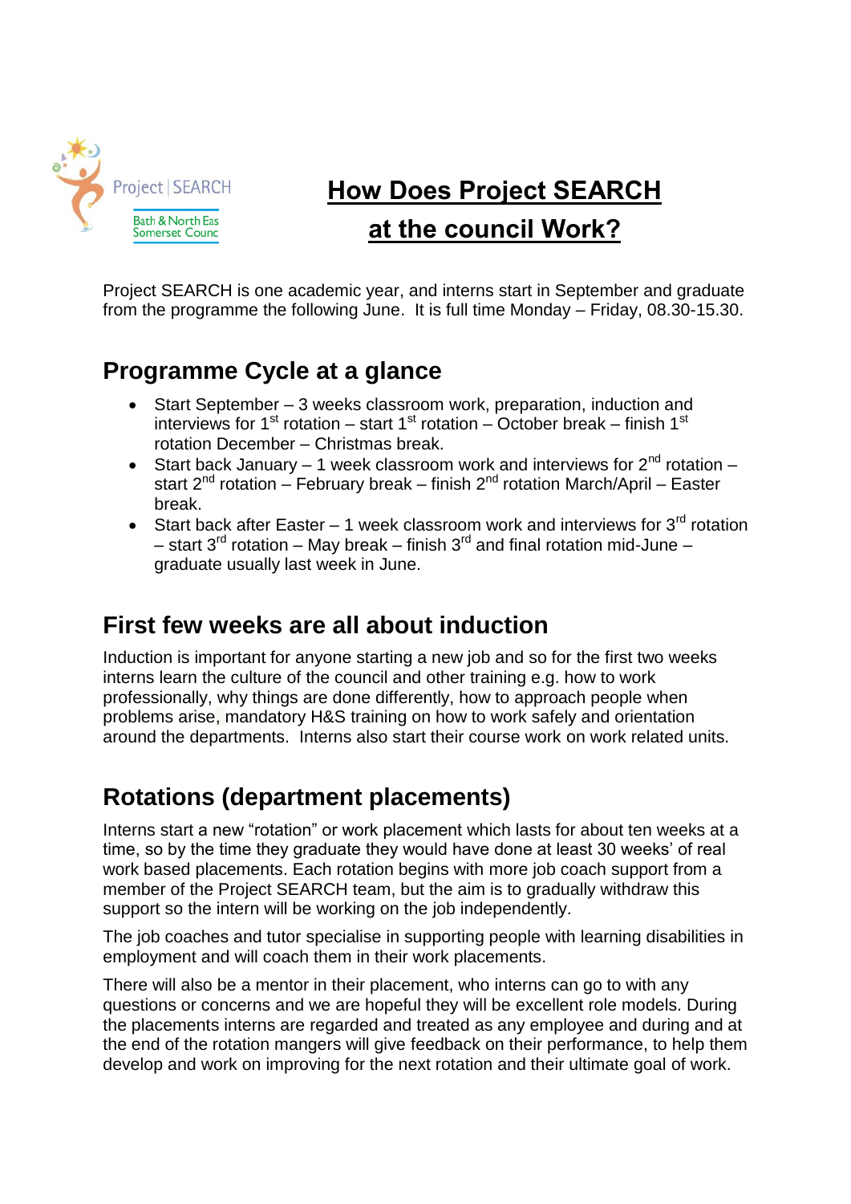# How Does Project SEARCH at the council Work?

Project SEARCH is one academic year, and interns start in September and graduate from the programme the following June. It is full time Monday – Friday, 08.30-15.30.

## Programme Cycle at a glance

- Start September – 3 weeks classroom work, preparation, induction and interviews for 1st rotation – start 1st rotation – October break – finish 1st rotation December – Christmas break.
- Start back January – 1 week classroom work and interviews for 2nd rotation – start 2nd rotation – February break – finish 2nd rotation March/April – Easter break.
- Start back after Easter – 1 week classroom work and interviews for 3rd rotation – start 3rd rotation – May break – finish 3rd and final rotation mid-June – graduate usually last week in June.

## First few weeks are all about induction

Induction is important for anyone starting a new job and so for the first two weeks interns learn the culture of the council and other training e.g. how to work professionally, why things are done differently, how to approach people when problems arise, mandatory H&S training on how to work safely and orientation around the departments. Interns also start their course work on work related units.

## Rotations (department placements)

Interns start a new "rotation" or work placement which lasts for about ten weeks at a time, so by the time they graduate they would have done at least 30 weeks' of real work based placements. Each rotation begins with more job coach support from a member of the Project SEARCH team, but the aim is to gradually withdraw this support so the intern will be working on the job independently.

The job coaches and tutor specialise in supporting people with learning disabilities in employment and will coach them in their work placements.

There will also be a mentor in their placement, who interns can go to with any questions or concerns and we are hopeful they will be excellent role models. During the placements interns are regarded and treated as any employee and during and at the end of the rotation mangers will give feedback on their performance, to help them develop and work on improving for the next rotation and their ultimate goal of work.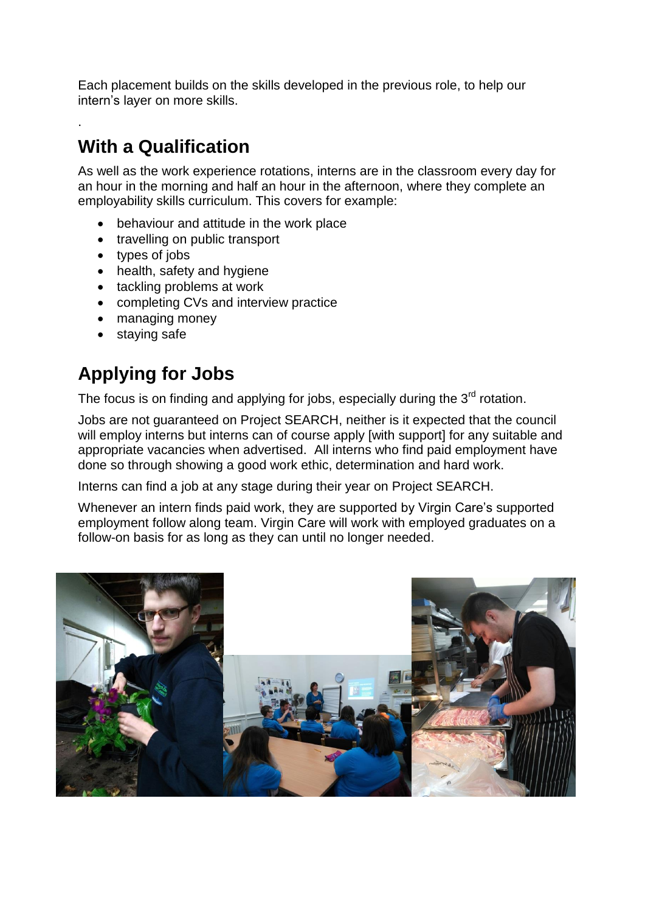Each placement builds on the skills developed in the previous role, to help our intern's layer on more skills.

.

## With a Qualification

As well as the work experience rotations, interns are in the classroom every day for an hour in the morning and half an hour in the afternoon, where they complete an employability skills curriculum. This covers for example:

- behaviour and attitude in the work place
- travelling on public transport
- types of jobs
- health, safety and hygiene
- tackling problems at work
- completing CVs and interview practice
- managing money
- staying safe

## Applying for Jobs

The focus is on finding and applying for jobs, especially during the 3rd rotation.

Jobs are not guaranteed on Project SEARCH, neither is it expected that the council will employ interns but interns can of course apply [with support] for any suitable and appropriate vacancies when advertised. All interns who find paid employment have done so through showing a good work ethic, determination and hard work.

Interns can find a job at any stage during their year on Project SEARCH.

Whenever an intern finds paid work, they are supported by Virgin Care's supported employment follow along team. Virgin Care will work with employed graduates on a follow-on basis for as long as they can until no longer needed.